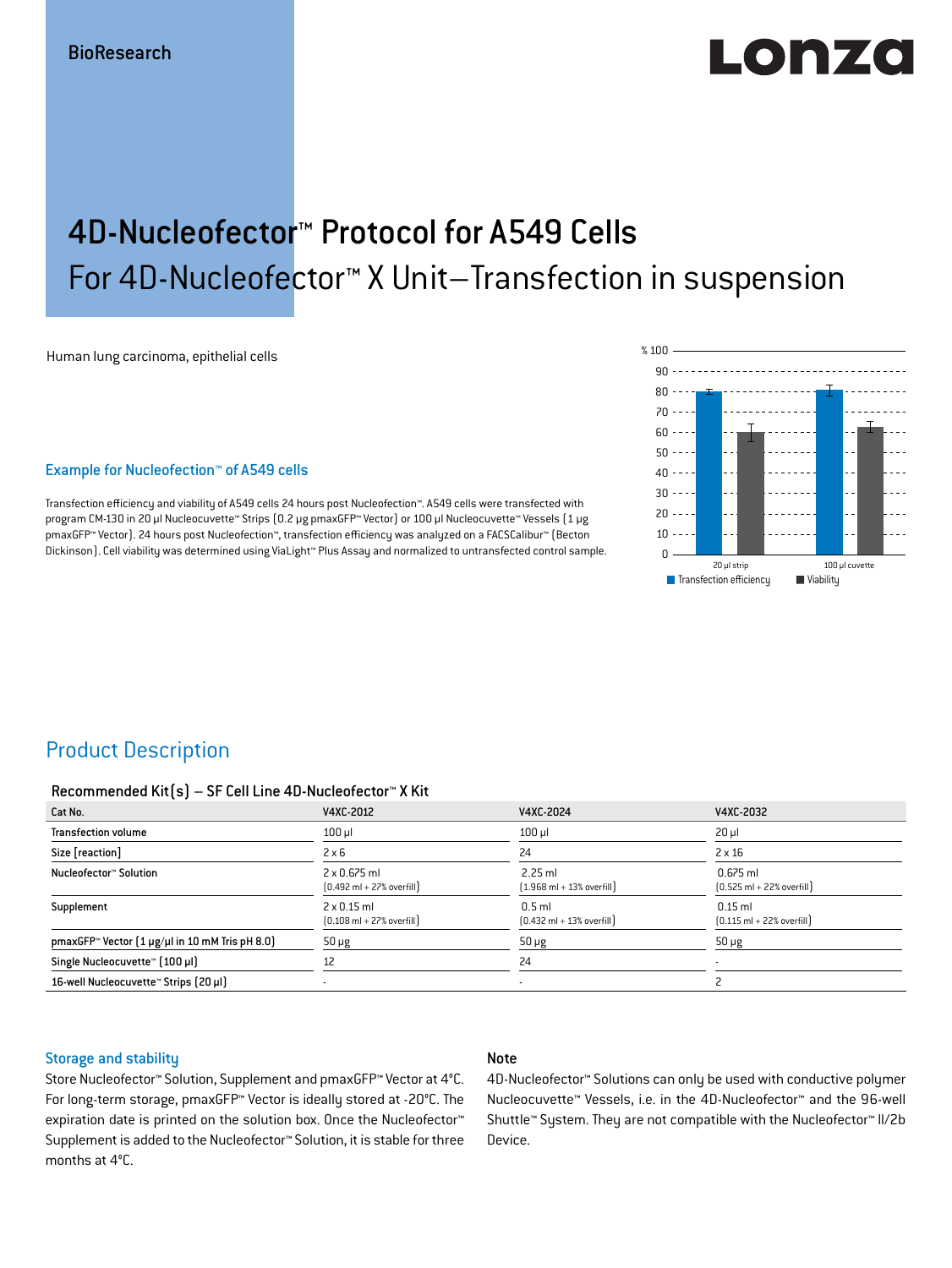BioResearch

# 4D-Nucleofector™ Protocol for A549 Cells
## For 4D-Nucleofector™ X Unit–Transfection in suspension

Human lung carcinoma, epithelial cells

### Example for Nucleofection™ of A549 cells

Transfection efficiency and viability of A549 cells 24 hours post Nucleofection™. A549 cells were transfected with program CM-130 in 20 µl Nucleocuvette™ Strips (0.2 µg pmaxGFP™ Vector) or 100 µl Nucleocuvette™ Vessels (1 µg pmaxGFP™ Vector). 24 hours post Nucleofection™, transfection efficiency was analyzed on a FACSCalibur™ (Becton Dickinson). Cell viability was determined using ViaLight™ Plus Assay and normalized to untransfected control sample.

## Product Description

### Recommended Kit(s) – SF Cell Line 4D-Nucleofector™ X Kit

| Cat No. | V4XC-2012 | V4XC-2024 | V4XC-2032 |
|---|---|---|---|
| Transfection volume | 100 µl | 100 µl | 20 µl |
| Size [reaction] | 2 x 6 | 24 | 2 x 16 |
| Nucleofector™ Solution | 2 x 0.675 ml (0.492 ml + 27% overfill) | 2.25 ml (1.968 ml + 13% overfill) | 0.675 ml (0.525 ml + 22% overfill) |
| Supplement | 2 x 0.15 ml (0.108 ml + 27% overfill) | 0.5 ml (0.432 ml + 13% overfill) | 0.15 ml (0.115 ml + 22% overfill) |
| pmaxGFP™ Vector (1 µg/µl in 10 mM Tris pH 8.0) | 50 µg | 50 µg | 50 µg |
| Single Nucleocuvette™ (100 µl) | 12 | 24 | - |
| 16-well Nucleocuvette™ Strips (20 µl) | - | - | 2 |

### Storage and stability

Store Nucleofector™ Solution, Supplement and pmaxGFP™ Vector at 4°C. For long-term storage, pmaxGFP™ Vector is ideally stored at -20°C. The expiration date is printed on the solution box. Once the Nucleofector™ Supplement is added to the Nucleofector™ Solution, it is stable for three months at 4°C.

### Note

4D-Nucleofector™ Solutions can only be used with conductive polymer Nucleocuvette™ Vessels, i.e. in the 4D-Nucleofector™ and the 96-well Shuttle™ System. They are not compatible with the Nucleofector™ II/2b Device.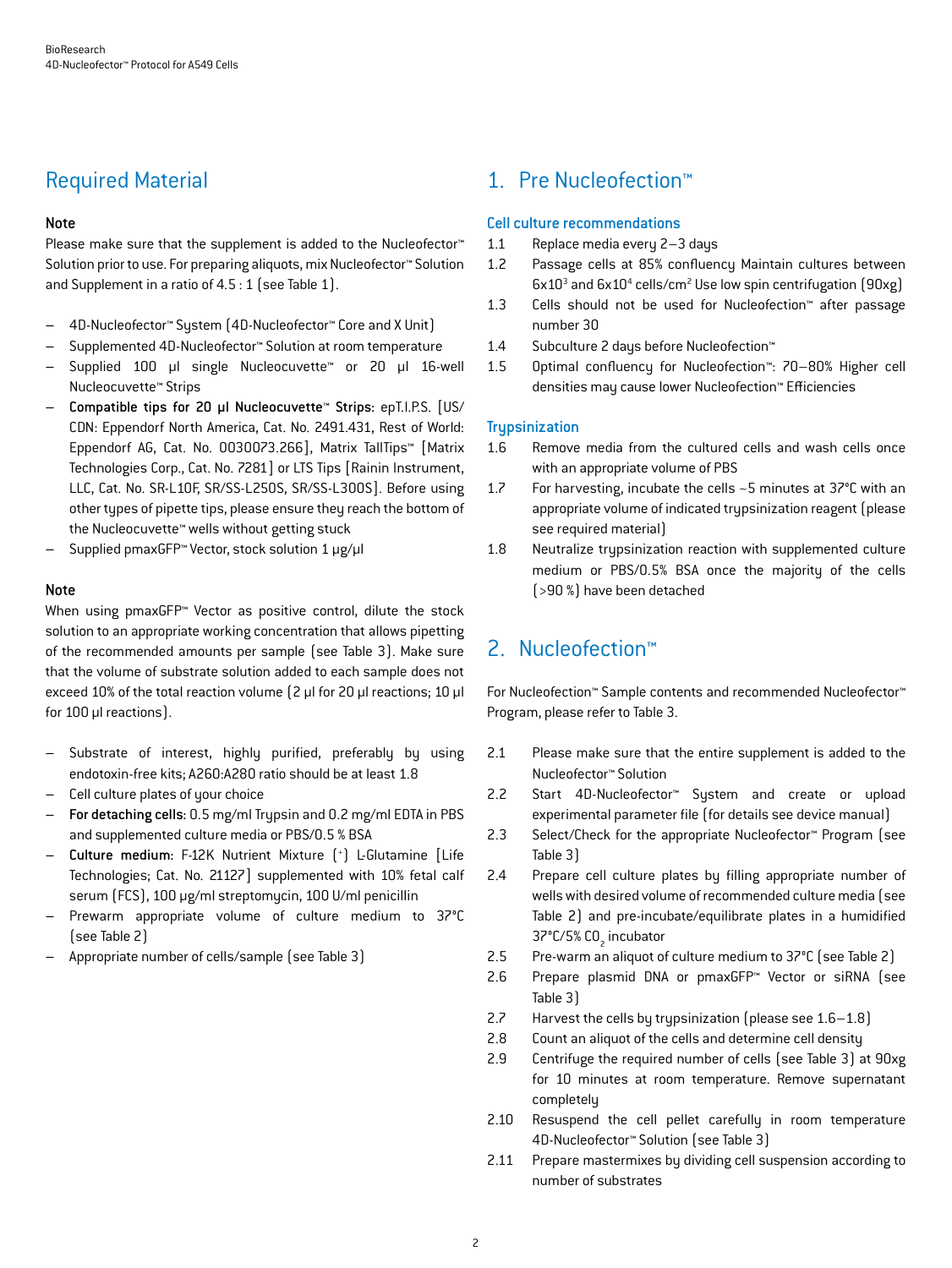## Required Material

**Note**

Please make sure that the supplement is added to the Nucleofector™ Solution prior to use. For preparing aliquots, mix Nucleofector™ Solution and Supplement in a ratio of 4.5 : 1 (see Table 1).

- 4D-Nucleofector™ System (4D-Nucleofector™ Core and X Unit)
- Supplemented 4D-Nucleofector™ Solution at room temperature
- Supplied 100 µl single Nucleocuvette™ or 20 µl 16-well Nucleocuvette™ Strips
- **Compatible tips for 20 µl Nucleocuvette™ Strips**: epT.I.P.S. [US/CDN: Eppendorf North America, Cat. No. 2491.431, Rest of World: Eppendorf AG, Cat. No. 0030073.266], Matrix TallTips™ [Matrix Technologies Corp., Cat. No. 7281] or LTS Tips [Rainin Instrument, LLC, Cat. No. SR-L10F, SR/SS-L250S, SR/SS-L300S]. Before using other types of pipette tips, please ensure they reach the bottom of the Nucleocuvette™ wells without getting stuck
- Supplied pmaxGFP™ Vector, stock solution 1 µg/µl

**Note**

When using pmaxGFP™ Vector as positive control, dilute the stock solution to an appropriate working concentration that allows pipetting of the recommended amounts per sample (see Table 3). Make sure that the volume of substrate solution added to each sample does not exceed 10% of the total reaction volume (2 µl for 20 µl reactions; 10 µl for 100 µl reactions).

- Substrate of interest, highly purified, preferably by using endotoxin-free kits; A260:A280 ratio should be at least 1.8
- Cell culture plates of your choice
- **For detaching cells**: 0.5 mg/ml Trypsin and 0.2 mg/ml EDTA in PBS and supplemented culture media or PBS/0.5 % BSA
- **Culture medium**: F-12K Nutrient Mixture (+) L-Glutamine [Life Technologies; Cat. No. 21127] supplemented with 10% fetal calf serum (FCS), 100 µg/ml streptomycin, 100 U/ml penicillin
- Prewarm appropriate volume of culture medium to 37°C (see Table 2)
- Appropriate number of cells/sample (see Table 3)

## 1. Pre Nucleofection™

### Cell culture recommendations

1.1 Replace media every 2–3 days

1.2 Passage cells at 85% confluency Maintain cultures between $6 \times 10^3$ and $6 \times 10^4$ cells/cm$^2$ Use low spin centrifugation (90xg)

1.3 Cells should not be used for Nucleofection™ after passage number 30

1.4 Subculture 2 days before Nucleofection™

1.5 Optimal confluency for Nucleofection™: 70–80% Higher cell densities may cause lower Nucleofection™ Efficiencies

### Trypsinization

1.6 Remove media from the cultured cells and wash cells once with an appropriate volume of PBS

1.7 For harvesting, incubate the cells ~5 minutes at 37°C with an appropriate volume of indicated trypsinization reagent (please see required material)

1.8 Neutralize trypsinization reaction with supplemented culture medium or PBS/0.5% BSA once the majority of the cells (>90 %) have been detached

## 2. Nucleofection™

For Nucleofection™ Sample contents and recommended Nucleofector™ Program, please refer to Table 3.

2.1 Please make sure that the entire supplement is added to the Nucleofector™ Solution

2.2 Start 4D-Nucleofector™ System and create or upload experimental parameter file (for details see device manual)

2.3 Select/Check for the appropriate Nucleofector™ Program (see Table 3)

2.4 Prepare cell culture plates by filling appropriate number of wells with desired volume of recommended culture media (see Table 2) and pre-incubate/equilibrate plates in a humidified 37°C/5% $CO_2$ incubator

2.5 Pre-warm an aliquot of culture medium to 37°C (see Table 2)

2.6 Prepare plasmid DNA or pmaxGFP™ Vector or siRNA (see Table 3)

2.7 Harvest the cells by trypsinization (please see 1.6–1.8)

2.8 Count an aliquot of the cells and determine cell density

2.9 Centrifuge the required number of cells (see Table 3) at 90xg for 10 minutes at room temperature. Remove supernatant completely

2.10 Resuspend the cell pellet carefully in room temperature 4D-Nucleofector™ Solution (see Table 3)

2.11 Prepare mastermixes by dividing cell suspension according to number of substrates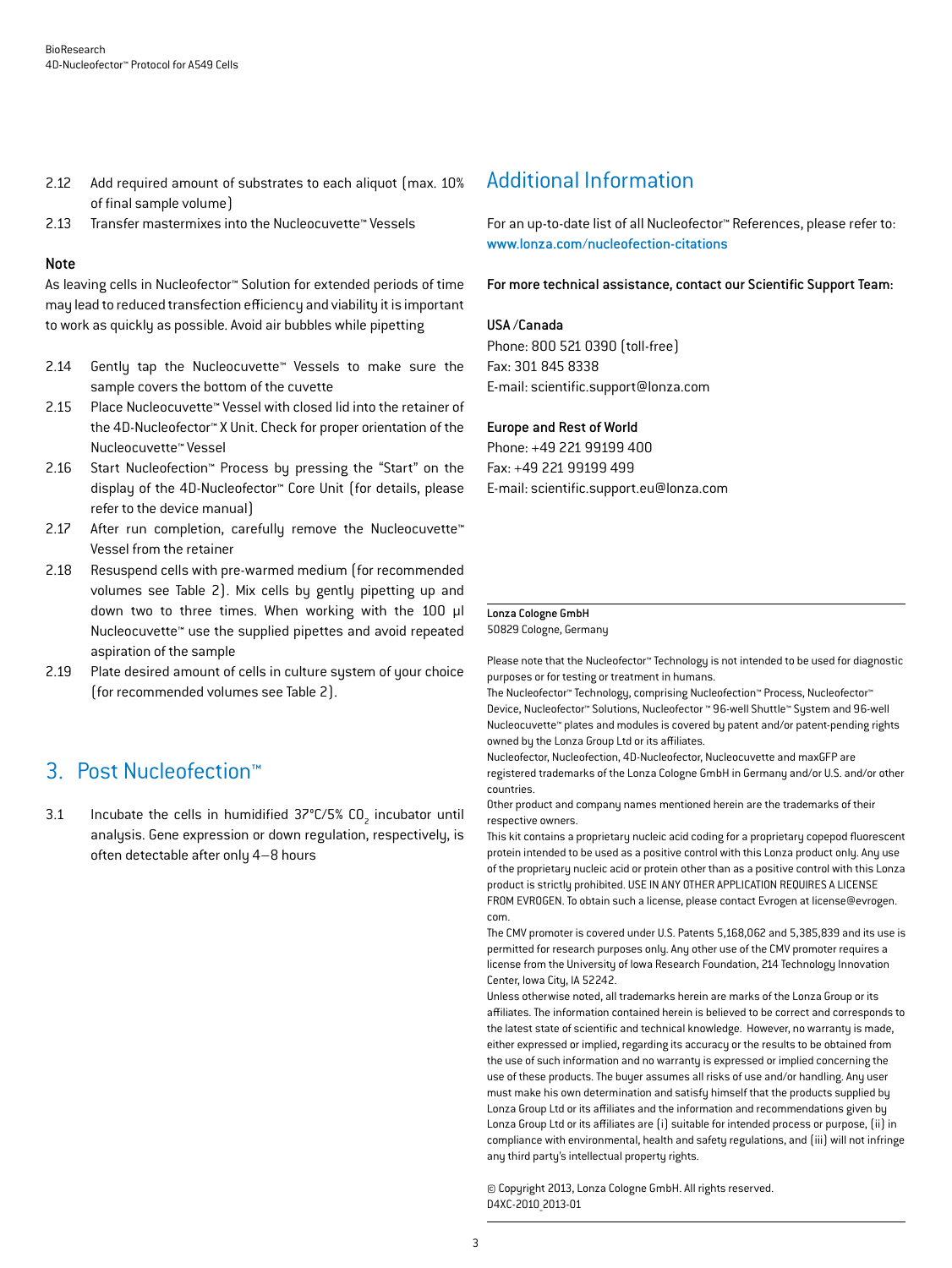2.12 Add required amount of substrates to each aliquot (max. 10% of final sample volume)

2.13 Transfer mastermixes into the Nucleocuvette™ Vessels

**Note**

As leaving cells in Nucleofector™ Solution for extended periods of time may lead to reduced transfection efficiency and viability it is important to work as quickly as possible. Avoid air bubbles while pipetting

2.14 Gently tap the Nucleocuvette™ Vessels to make sure the sample covers the bottom of the cuvette

2.15 Place Nucleocuvette™ Vessel with closed lid into the retainer of the 4D-Nucleofector™ X Unit. Check for proper orientation of the Nucleocuvette™ Vessel

2.16 Start Nucleofection™ Process by pressing the "Start" on the display of the 4D-Nucleofector™ Core Unit (for details, please refer to the device manual)

2.17 After run completion, carefully remove the Nucleocuvette™ Vessel from the retainer

2.18 Resuspend cells with pre-warmed medium (for recommended volumes see Table 2). Mix cells by gently pipetting up and down two to three times. When working with the 100 µl Nucleocuvette™ use the supplied pipettes and avoid repeated aspiration of the sample

2.19 Plate desired amount of cells in culture system of your choice (for recommended volumes see Table 2).

## 3. Post Nucleofection™

3.1 Incubate the cells in humidified 37°C/5% $CO_2$ incubator until analysis. Gene expression or down regulation, respectively, is often detectable after only 4–8 hours

## Additional Information

For an up-to-date list of all Nucleofector™ References, please refer to: www.lonza.com/nucleofection-citations

**For more technical assistance, contact our Scientific Support Team:**

**USA /Canada**
Phone: 800 521 0390 (toll-free)
Fax: 301 845 8338
E-mail: scientific.support@lonza.com

**Europe and Rest of World**
Phone: +49 221 99199 400
Fax: +49 221 99199 499
E-mail: scientific.support.eu@lonza.com

**Lonza Cologne GmbH**
50829 Cologne, Germany

Please note that the Nucleofector™ Technology is not intended to be used for diagnostic purposes or for testing or treatment in humans.
The Nucleofector™ Technology, comprising Nucleofection™ Process, Nucleofector™ Device, Nucleofector™ Solutions, Nucleofector ™ 96-well Shuttle™ System and 96-well Nucleocuvette™ plates and modules is covered by patent and/or patent-pending rights owned by the Lonza Group Ltd or its affiliates.
Nucleofector, Nucleofection, 4D-Nucleofector, Nucleocuvette and maxGFP are registered trademarks of the Lonza Cologne GmbH in Germany and/or U.S. and/or other countries.
Other product and company names mentioned herein are the trademarks of their respective owners.
This kit contains a proprietary nucleic acid coding for a proprietary copepod fluorescent protein intended to be used as a positive control with this Lonza product only. Any use of the proprietary nucleic acid or protein other than as a positive control with this Lonza product is strictly prohibited. USE IN ANY OTHER APPLICATION REQUIRES A LICENSE FROM EVROGEN. To obtain such a license, please contact Evrogen at license@evrogen.com.
The CMV promoter is covered under U.S. Patents 5,168,062 and 5,385,839 and its use is permitted for research purposes only. Any other use of the CMV promoter requires a license from the University of Iowa Research Foundation, 214 Technology Innovation Center, Iowa City, IA 52242.
Unless otherwise noted, all trademarks herein are marks of the Lonza Group or its affiliates. The information contained herein is believed to be correct and corresponds to the latest state of scientific and technical knowledge. However, no warranty is made, either expressed or implied, regarding its accuracy or the results to be obtained from the use of such information and no warranty is expressed or implied concerning the use of these products. The buyer assumes all risks of use and/or handling. Any user must make his own determination and satisfy himself that the products supplied by Lonza Group Ltd or its affiliates and the information and recommendations given by Lonza Group Ltd or its affiliates are (i) suitable for intended process or purpose, (ii) in compliance with environmental, health and safety regulations, and (iii) will not infringe any third party's intellectual property rights.

© Copyright 2013, Lonza Cologne GmbH. All rights reserved.
D4XC-2010_2013-01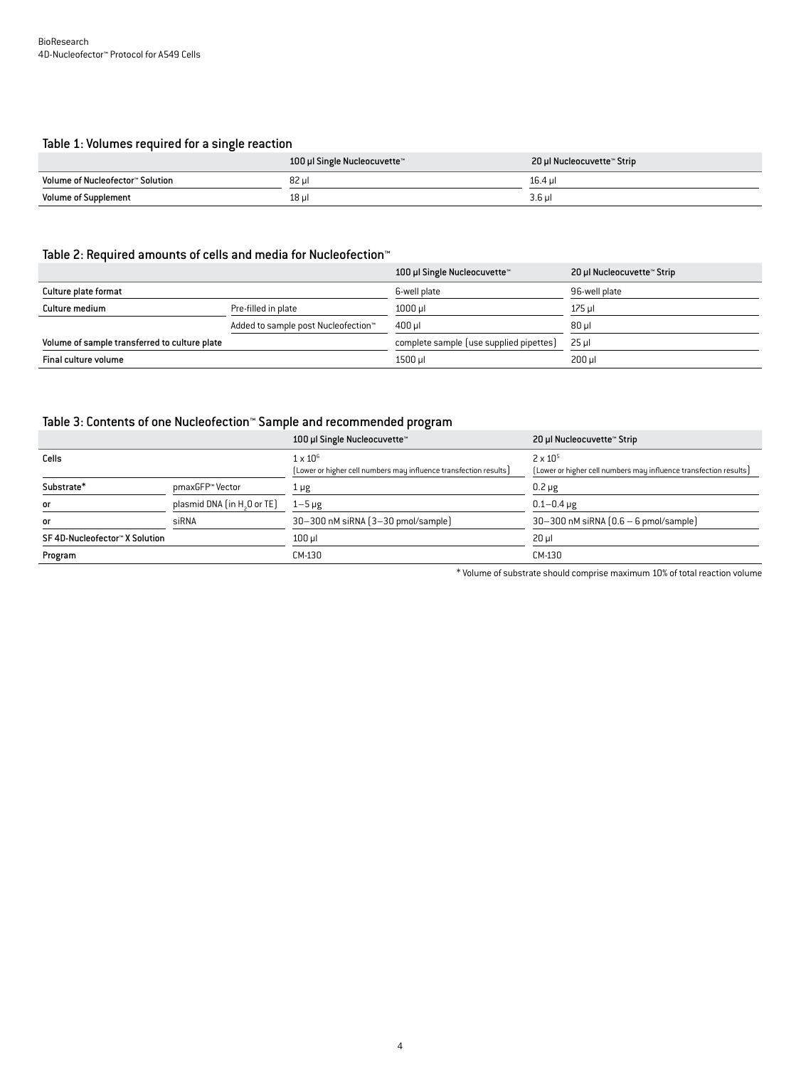## Table 1: Volumes required for a single reaction

| | 100 µl Single Nucleocuvette™ | 20 µl Nucleocuvette™ Strip |
|---|---|---|
| Volume of Nucleofector™ Solution | 82 µl | 16.4 µl |
| Volume of Supplement | 18 µl | 3.6 µl |

## Table 2: Required amounts of cells and media for Nucleofection™

| | | 100 µl Single Nucleocuvette™ | 20 µl Nucleocuvette™ Strip |
|---|---|---|---|
| Culture plate format | | 6-well plate | 96-well plate |
| Culture medium | Pre-filled in plate | 1000 µl | 175 µl |
| | Added to sample post Nucleofection™ | 400 µl | 80 µl |
| Volume of sample transferred to culture plate | | complete sample (use supplied pipettes) | 25 µl |
| Final culture volume | | 1500 µl | 200 µl |

## Table 3: Contents of one Nucleofection™ Sample and recommended program

| | | 100 µl Single Nucleocuvette™ | 20 µl Nucleocuvette™ Strip |
|---|---|---|---|
| Cells | | $1 \times 10^6$ (Lower or higher cell numbers may influence transfection results) | $2 \times 10^5$ (Lower or higher cell numbers may influence transfection results) |
| Substrate* | pmaxGFP™ Vector | 1 µg | 0.2 µg |
| or | plasmid DNA (in $H_2O$ or TE) | 1–5 µg | 0.1–0.4 µg |
| or | siRNA | 30–300 nM siRNA (3–30 pmol/sample) | 30–300 nM siRNA (0.6 – 6 pmol/sample) |
| SF 4D-Nucleofector™ X Solution | | 100 µl | 20 µl |
| Program | | CM-130 | CM-130 |

* Volume of substrate should comprise maximum 10% of total reaction volume